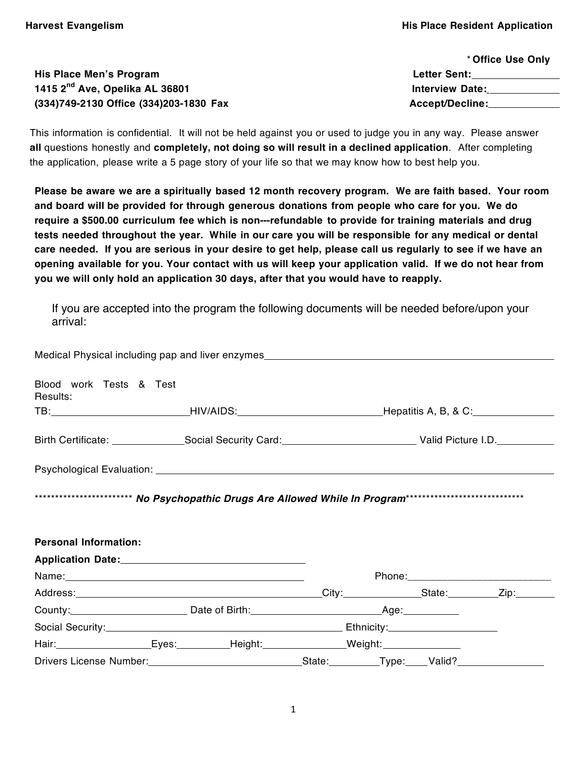**Harvest Evangelism** **His Place Resident Application**

**\* Office Use Only**
**Letter Sent:**\_\_\_\_\_\_\_\_\_\_\_\_\_\_
**Interview Date:**\_\_\_\_\_\_\_\_\_\_\_\_\_\_
**Accept/Decline:**\_\_\_\_\_\_\_\_\_\_\_\_\_\_

**His Place Men's Program**
**1415 2nd Ave, Opelika AL 36801**
**(334)749-2130 Office (334)203-1830 Fax**

This information is confidential. It will not be held against you or used to judge you in any way. Please answer **all** questions honestly and **completely, not doing so will result in a declined application**. After completing the application, please write a 5 page story of your life so that we may know how to best help you.

**Please be aware we are a spiritually based 12 month recovery program. We are faith based. Your room and board will be provided for through generous donations from people who care for you. We do require a $500.00 curriculum fee which is non---refundable to provide for training materials and drug tests needed throughout the year. While in our care you will be responsible for any medical or dental care needed. If you are serious in your desire to get help, please call us regularly to see if we have an opening available for you. Your contact with us will keep your application valid. If we do not hear from you we will only hold an application 30 days, after that you would have to reapply.**

If you are accepted into the program the following documents will be needed before/upon your arrival:

Medical Physical including pap and liver enzymes\_\_\_\_\_\_\_\_\_\_\_\_\_\_\_\_\_\_\_\_\_\_\_\_\_\_\_\_\_\_

Blood work Tests & Test Results:
TB:\_\_\_\_\_\_\_\_\_\_\_\_\_\_\_\_ HIV/AIDS:\_\_\_\_\_\_\_\_\_\_\_\_\_\_\_\_ Hepatitis A, B, & C:\_\_\_\_\_\_\_\_\_\_\_\_

Birth Certificate: \_\_\_\_\_\_\_\_\_\_ Social Security Card:\_\_\_\_\_\_\_\_\_\_\_\_\_\_\_\_ Valid Picture I.D.\_\_\_\_\_\_\_\_

Psychological Evaluation: \_\_\_\_\_\_\_\_\_\_\_\_\_\_\_\_\_\_\_\_\_\_\_\_\_\_\_\_\_\_\_\_\_\_\_\_\_\_\_\_

\*\*\*\*\*\*\*\*\*\*\*\*\*\*\*\*\*\*\*\*\*\*\*\* ***No Psychopathic Drugs Are Allowed While In Program***\*\*\*\*\*\*\*\*\*\*\*\*\*\*\*\*\*\*\*\*\*\*\*\*\*\*\*\*\*\*

**Personal Information:**

**Application Date:**\_\_\_\_\_\_\_\_\_\_\_\_\_\_\_\_\_\_\_\_\_\_\_\_

Name:\_\_\_\_\_\_\_\_\_\_\_\_\_\_\_\_\_\_\_\_\_\_\_\_\_\_\_\_\_\_\_\_ Phone:\_\_\_\_\_\_\_\_\_\_\_\_\_\_\_\_\_\_\_\_\_\_

Address:\_\_\_\_\_\_\_\_\_\_\_\_\_\_\_\_\_\_\_\_\_\_\_\_\_\_\_\_\_\_\_\_ City:\_\_\_\_\_\_\_\_\_\_ State:\_\_\_\_\_\_\_ Zip:\_\_\_\_\_\_

County:\_\_\_\_\_\_\_\_\_\_\_\_\_\_\_\_ Date of Birth:\_\_\_\_\_\_\_\_\_\_\_\_\_\_\_\_\_\_ Age:\_\_\_\_\_\_\_\_

Social Security:\_\_\_\_\_\_\_\_\_\_\_\_\_\_\_\_\_\_\_\_\_\_\_\_\_\_\_\_\_\_\_\_ Ethnicity:\_\_\_\_\_\_\_\_\_\_\_\_\_\_\_\_

Hair:\_\_\_\_\_\_\_\_\_\_\_\_ Eyes:\_\_\_\_\_\_\_\_ Height:\_\_\_\_\_\_\_\_\_\_\_\_ Weight:\_\_\_\_\_\_\_\_\_\_\_\_

Drivers License Number:\_\_\_\_\_\_\_\_\_\_\_\_\_\_\_\_\_\_\_\_\_\_\_\_ State:\_\_\_\_\_\_\_ Type:\_\_\_\_ Valid?\_\_\_\_\_\_\_\_\_\_\_\_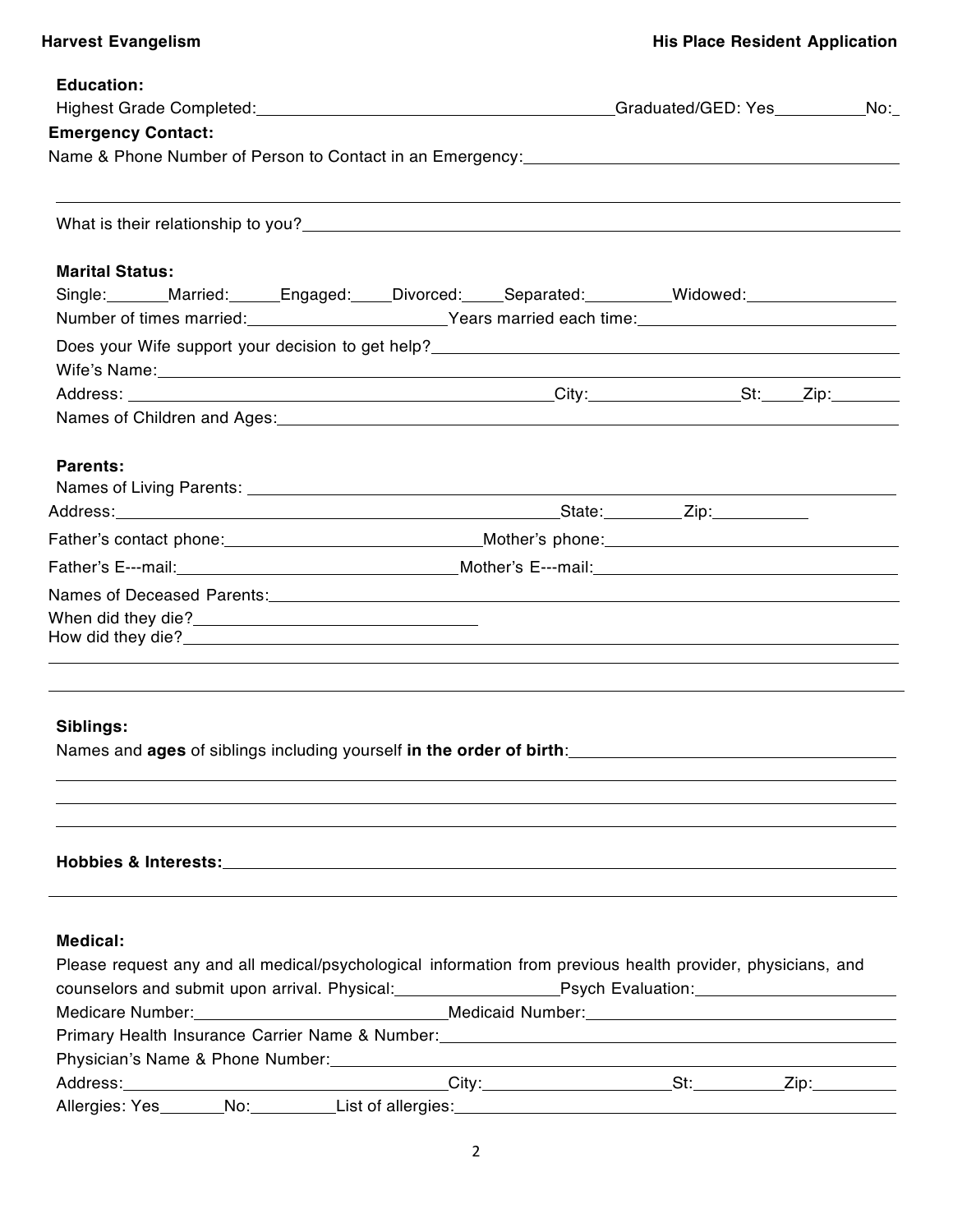**Education:**

Highest Grade Completed:________________________ Graduated/GED: Yes__________ No:_

**Emergency Contact:**

Name & Phone Number of Person to Contact in an Emergency:________________________

________________________________________________________________

What is their relationship to you?________________________________________

**Marital Status:**

Single:_______ Married:______ Engaged:____ Divorced:____ Separated:_________ Widowed:________________

Number of times married:______________________ Years married each time:____________________________

Does your Wife support your decision to get help?________________________________________

Wife's Name:________________________________________________________________

Address: ________________________________________ City:________________ St:____ Zip:________

Names of Children and Ages:________________________________________________________

**Parents:**

Names of Living Parents: ________________________________________________________

Address:________________________________________ State:_________ Zip:__________

Father's contact phone:__________________________ Mother's phone:______________________________

Father's E---mail:______________________________ Mother's E---mail:____________________________

Names of Deceased Parents:________________________________________________________

When did they die?______________________________

How did they die?________________________________________________________________

________________________________________________________________

________________________________________________________________

**Siblings:**

Names and **ages** of siblings including yourself **in the order of birth**:________________________________

________________________________________________________________

________________________________________________________________

________________________________________________________________

**Hobbies & Interests:**________________________________________________________

________________________________________________________________

**Medical:**

Please request any and all medical/psychological information from previous health provider, physicians, and counselors and submit upon arrival. Physical:_________________ Psych Evaluation:_____________________

Medicare Number:___________________________ Medicaid Number:__________________________________

Primary Health Insurance Carrier Name & Number:________________________________________________

Physician's Name & Phone Number:________________________________________________________

Address:__________________________________ City:____________________ St:__________ Zip:_________

Allergies: Yes_______ No:_________ List of allergies:________________________________________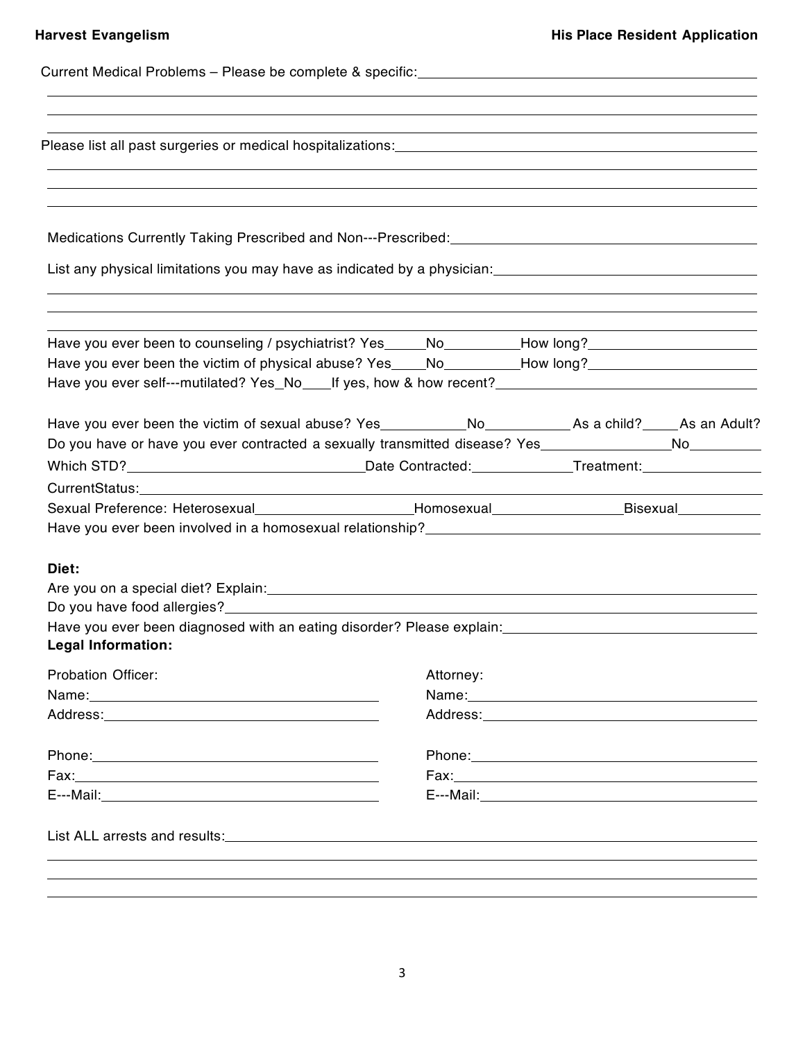Current Medical Problems – Please be complete & specific:\_\_\_\_\_\_\_\_\_\_\_\_\_\_\_\_\_\_\_\_\_\_\_\_\_\_\_\_\_\_\_\_\_\_\_\_\_\_\_\_

\_\_\_\_\_\_\_\_\_\_\_\_\_\_\_\_\_\_\_\_\_\_\_\_\_\_\_\_\_\_\_\_\_\_\_\_\_\_\_\_\_\_\_\_\_\_\_\_\_\_\_\_\_\_\_\_\_\_\_\_\_\_\_\_\_\_\_\_\_\_\_\_\_\_\_\_\_\_\_\_\_\_\_\_\_\_\_\_\_\_

\_\_\_\_\_\_\_\_\_\_\_\_\_\_\_\_\_\_\_\_\_\_\_\_\_\_\_\_\_\_\_\_\_\_\_\_\_\_\_\_\_\_\_\_\_\_\_\_\_\_\_\_\_\_\_\_\_\_\_\_\_\_\_\_\_\_\_\_\_\_\_\_\_\_\_\_\_\_\_\_\_\_\_\_\_\_\_\_\_\_

\_\_\_\_\_\_\_\_\_\_\_\_\_\_\_\_\_\_\_\_\_\_\_\_\_\_\_\_\_\_\_\_\_\_\_\_\_\_\_\_\_\_\_\_\_\_\_\_\_\_\_\_\_\_\_\_\_\_\_\_\_\_\_\_\_\_\_\_\_\_\_\_\_\_\_\_\_\_\_\_\_\_\_\_\_\_\_\_\_\_

Please list all past surgeries or medical hospitalizations:\_\_\_\_\_\_\_\_\_\_\_\_\_\_\_\_\_\_\_\_\_\_\_\_\_\_\_\_\_\_\_\_\_\_\_\_\_\_\_\_

\_\_\_\_\_\_\_\_\_\_\_\_\_\_\_\_\_\_\_\_\_\_\_\_\_\_\_\_\_\_\_\_\_\_\_\_\_\_\_\_\_\_\_\_\_\_\_\_\_\_\_\_\_\_\_\_\_\_\_\_\_\_\_\_\_\_\_\_\_\_\_\_\_\_\_\_\_\_\_\_\_\_\_\_\_\_\_\_\_\_

\_\_\_\_\_\_\_\_\_\_\_\_\_\_\_\_\_\_\_\_\_\_\_\_\_\_\_\_\_\_\_\_\_\_\_\_\_\_\_\_\_\_\_\_\_\_\_\_\_\_\_\_\_\_\_\_\_\_\_\_\_\_\_\_\_\_\_\_\_\_\_\_\_\_\_\_\_\_\_\_\_\_\_\_\_\_\_\_\_\_

\_\_\_\_\_\_\_\_\_\_\_\_\_\_\_\_\_\_\_\_\_\_\_\_\_\_\_\_\_\_\_\_\_\_\_\_\_\_\_\_\_\_\_\_\_\_\_\_\_\_\_\_\_\_\_\_\_\_\_\_\_\_\_\_\_\_\_\_\_\_\_\_\_\_\_\_\_\_\_\_\_\_\_\_\_\_\_\_\_\_

Medications Currently Taking Prescribed and Non---Prescribed:\_\_\_\_\_\_\_\_\_\_\_\_\_\_\_\_\_\_\_\_\_\_\_\_\_\_\_\_\_\_\_\_\_\_\_\_\_\_

List any physical limitations you may have as indicated by a physician:\_\_\_\_\_\_\_\_\_\_\_\_\_\_\_\_\_\_\_\_\_\_\_\_\_\_\_\_\_\_\_\_

\_\_\_\_\_\_\_\_\_\_\_\_\_\_\_\_\_\_\_\_\_\_\_\_\_\_\_\_\_\_\_\_\_\_\_\_\_\_\_\_\_\_\_\_\_\_\_\_\_\_\_\_\_\_\_\_\_\_\_\_\_\_\_\_\_\_\_\_\_\_\_\_\_\_\_\_\_\_\_\_\_\_\_\_\_\_\_\_\_\_

\_\_\_\_\_\_\_\_\_\_\_\_\_\_\_\_\_\_\_\_\_\_\_\_\_\_\_\_\_\_\_\_\_\_\_\_\_\_\_\_\_\_\_\_\_\_\_\_\_\_\_\_\_\_\_\_\_\_\_\_\_\_\_\_\_\_\_\_\_\_\_\_\_\_\_\_\_\_\_\_\_\_\_\_\_\_\_\_\_\_

\_\_\_\_\_\_\_\_\_\_\_\_\_\_\_\_\_\_\_\_\_\_\_\_\_\_\_\_\_\_\_\_\_\_\_\_\_\_\_\_\_\_\_\_\_\_\_\_\_\_\_\_\_\_\_\_\_\_\_\_\_\_\_\_\_\_\_\_\_\_\_\_\_\_\_\_\_\_\_\_\_\_\_\_\_\_\_\_\_\_

Have you ever been to counseling / psychiatrist? Yes\_\_\_\_\_No\_\_\_\_\_\_\_\_\_How long?\_\_\_\_\_\_\_\_\_\_\_\_\_\_\_\_\_\_\_\_

Have you ever been the victim of physical abuse? Yes\_\_\_\_No\_\_\_\_\_\_\_\_\_How long?\_\_\_\_\_\_\_\_\_\_\_\_\_\_\_\_\_\_\_\_

Have you ever self---mutilated? Yes\_No\_\_\_\_If yes, how & how recent?\_\_\_\_\_\_\_\_\_\_\_\_\_\_\_\_\_\_\_\_\_\_\_\_\_\_\_\_\_\_

Have you ever been the victim of sexual abuse? Yes\_\_\_\_\_\_\_\_\_\_No\_\_\_\_\_\_\_\_\_\_As a child?\_\_\_\_As an Adult?

Do you have or have you ever contracted a sexually transmitted disease? Yes\_\_\_\_\_\_\_\_\_\_\_\_\_\_\_No\_\_\_\_\_\_\_\_\_

Which STD?\_\_\_\_\_\_\_\_\_\_\_\_\_\_\_\_\_\_\_\_\_\_\_\_\_\_\_Date Contracted:\_\_\_\_\_\_\_\_\_\_\_\_Treatment:\_\_\_\_\_\_\_\_\_\_\_\_\_\_

CurrentStatus:\_\_\_\_\_\_\_\_\_\_\_\_\_\_\_\_\_\_\_\_\_\_\_\_\_\_\_\_\_\_\_\_\_\_\_\_\_\_\_\_\_\_\_\_\_\_\_\_\_\_\_\_\_\_\_\_\_\_\_\_\_\_\_\_\_\_\_\_\_\_\_\_\_\_\_\_

Sexual Preference: Heterosexual\_\_\_\_\_\_\_\_\_\_\_\_\_\_\_\_\_\_\_Homosexual\_\_\_\_\_\_\_\_\_\_\_\_\_\_\_Bisexual\_\_\_\_\_\_\_\_\_\_

Have you ever been involved in a homosexual relationship?\_\_\_\_\_\_\_\_\_\_\_\_\_\_\_\_\_\_\_\_\_\_\_\_\_\_\_\_\_\_\_\_\_\_\_\_\_\_\_

**Diet:**

Are you on a special diet? Explain:\_\_\_\_\_\_\_\_\_\_\_\_\_\_\_\_\_\_\_\_\_\_\_\_\_\_\_\_\_\_\_\_\_\_\_\_\_\_\_\_\_\_\_\_\_\_\_\_\_\_\_\_\_\_\_\_\_\_\_\_

Do you have food allergies?\_\_\_\_\_\_\_\_\_\_\_\_\_\_\_\_\_\_\_\_\_\_\_\_\_\_\_\_\_\_\_\_\_\_\_\_\_\_\_\_\_\_\_\_\_\_\_\_\_\_\_\_\_\_\_\_\_\_\_\_\_\_\_\_\_\_

Have you ever been diagnosed with an eating disorder? Please explain:\_\_\_\_\_\_\_\_\_\_\_\_\_\_\_\_\_\_\_\_\_\_\_\_\_\_\_\_\_\_

**Legal Information:**

| Probation Officer: | Attorney: |
|---|---|
| Name:\_\_\_\_\_\_\_\_\_\_\_\_\_\_\_\_\_\_\_\_\_\_\_\_\_\_\_\_\_\_\_\_ | Name:\_\_\_\_\_\_\_\_\_\_\_\_\_\_\_\_\_\_\_\_\_\_\_\_\_\_\_\_\_\_\_\_ |
| Address:\_\_\_\_\_\_\_\_\_\_\_\_\_\_\_\_\_\_\_\_\_\_\_\_\_\_\_\_\_\_ | Address:\_\_\_\_\_\_\_\_\_\_\_\_\_\_\_\_\_\_\_\_\_\_\_\_\_\_\_\_\_\_ |
| Phone:\_\_\_\_\_\_\_\_\_\_\_\_\_\_\_\_\_\_\_\_\_\_\_\_\_\_\_\_\_\_\_ | Phone:\_\_\_\_\_\_\_\_\_\_\_\_\_\_\_\_\_\_\_\_\_\_\_\_\_\_\_\_\_\_\_ |
| Fax:\_\_\_\_\_\_\_\_\_\_\_\_\_\_\_\_\_\_\_\_\_\_\_\_\_\_\_\_\_\_\_\_\_ | Fax:\_\_\_\_\_\_\_\_\_\_\_\_\_\_\_\_\_\_\_\_\_\_\_\_\_\_\_\_\_\_\_\_\_ |
| E---Mail:\_\_\_\_\_\_\_\_\_\_\_\_\_\_\_\_\_\_\_\_\_\_\_\_\_\_\_\_\_\_ | E---Mail:\_\_\_\_\_\_\_\_\_\_\_\_\_\_\_\_\_\_\_\_\_\_\_\_\_\_\_\_\_\_ |

List ALL arrests and results:\_\_\_\_\_\_\_\_\_\_\_\_\_\_\_\_\_\_\_\_\_\_\_\_\_\_\_\_\_\_\_\_\_\_\_\_\_\_\_\_\_\_\_\_\_\_\_\_\_\_\_\_\_\_\_\_\_\_\_\_\_\_\_\_

\_\_\_\_\_\_\_\_\_\_\_\_\_\_\_\_\_\_\_\_\_\_\_\_\_\_\_\_\_\_\_\_\_\_\_\_\_\_\_\_\_\_\_\_\_\_\_\_\_\_\_\_\_\_\_\_\_\_\_\_\_\_\_\_\_\_\_\_\_\_\_\_\_\_\_\_\_\_\_\_\_\_\_\_\_\_\_\_\_\_

\_\_\_\_\_\_\_\_\_\_\_\_\_\_\_\_\_\_\_\_\_\_\_\_\_\_\_\_\_\_\_\_\_\_\_\_\_\_\_\_\_\_\_\_\_\_\_\_\_\_\_\_\_\_\_\_\_\_\_\_\_\_\_\_\_\_\_\_\_\_\_\_\_\_\_\_\_\_\_\_\_\_\_\_\_\_\_\_\_\_

\_\_\_\_\_\_\_\_\_\_\_\_\_\_\_\_\_\_\_\_\_\_\_\_\_\_\_\_\_\_\_\_\_\_\_\_\_\_\_\_\_\_\_\_\_\_\_\_\_\_\_\_\_\_\_\_\_\_\_\_\_\_\_\_\_\_\_\_\_\_\_\_\_\_\_\_\_\_\_\_\_\_\_\_\_\_\_\_\_\_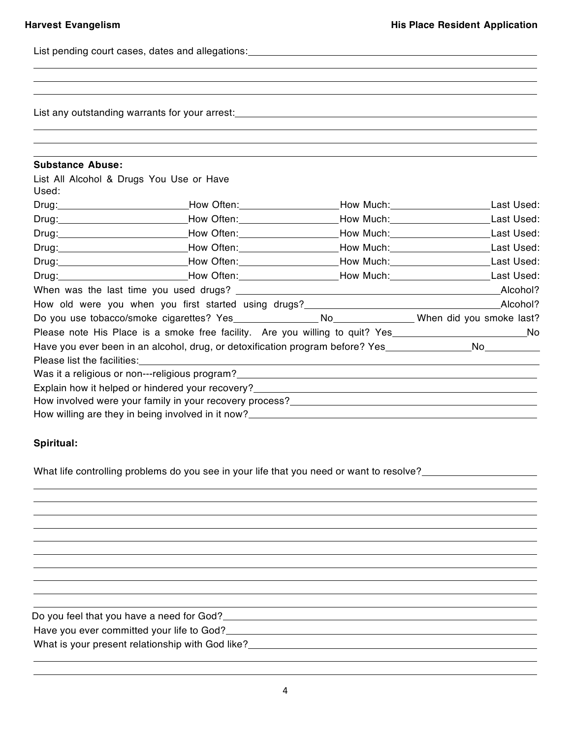List pending court cases, dates and allegations:\_\_\_\_\_\_\_\_\_\_\_\_\_\_\_\_\_\_\_\_\_\_\_\_\_\_\_\_\_\_\_\_\_\_\_\_\_\_\_\_

List any outstanding warrants for your arrest:\_\_\_\_\_\_\_\_\_\_\_\_\_\_\_\_\_\_\_\_\_\_\_\_\_\_\_\_\_\_\_\_\_\_\_\_\_\_\_\_

**Substance Abuse:**

List All Alcohol & Drugs You Use or Have Used:

Drug:\_\_\_\_\_\_\_\_\_\_\_\_\_\_\_\_\_\_How Often:\_\_\_\_\_\_\_\_\_\_\_\_\_\_How Much:\_\_\_\_\_\_\_\_\_\_\_\_\_\_Last Used:

Drug:\_\_\_\_\_\_\_\_\_\_\_\_\_\_\_\_\_\_How Often:\_\_\_\_\_\_\_\_\_\_\_\_\_\_How Much:\_\_\_\_\_\_\_\_\_\_\_\_\_\_Last Used:

Drug:\_\_\_\_\_\_\_\_\_\_\_\_\_\_\_\_\_\_How Often:\_\_\_\_\_\_\_\_\_\_\_\_\_\_How Much:\_\_\_\_\_\_\_\_\_\_\_\_\_\_Last Used:

Drug:\_\_\_\_\_\_\_\_\_\_\_\_\_\_\_\_\_\_How Often:\_\_\_\_\_\_\_\_\_\_\_\_\_\_How Much:\_\_\_\_\_\_\_\_\_\_\_\_\_\_Last Used:

Drug:\_\_\_\_\_\_\_\_\_\_\_\_\_\_\_\_\_\_How Often:\_\_\_\_\_\_\_\_\_\_\_\_\_\_How Much:\_\_\_\_\_\_\_\_\_\_\_\_\_\_Last Used:

Drug:\_\_\_\_\_\_\_\_\_\_\_\_\_\_\_\_\_\_How Often:\_\_\_\_\_\_\_\_\_\_\_\_\_\_How Much:\_\_\_\_\_\_\_\_\_\_\_\_\_\_Last Used:

When was the last time you used drugs? \_\_\_\_\_\_\_\_\_\_\_\_\_\_\_\_\_\_\_\_\_\_\_\_\_\_\_\_\_\_\_\_Alcohol?

How old were you when you first started using drugs?\_\_\_\_\_\_\_\_\_\_\_\_\_\_\_\_\_\_\_\_\_\_\_\_\_\_Alcohol?

Do you use tobacco/smoke cigarettes? Yes\_\_\_\_\_\_\_\_\_\_\_\_ No\_\_\_\_\_\_\_\_\_\_\_\_ When did you smoke last?

Please note His Place is a smoke free facility. Are you willing to quit? Yes\_\_\_\_\_\_\_\_\_\_\_\_\_\_\_\_\_\_No

Have you ever been in an alcohol, drug, or detoxification program before? Yes\_\_\_\_\_\_\_\_\_\_\_\_No\_\_\_\_\_\_\_\_

Please list the facilities:\_\_\_\_\_\_\_\_\_\_\_\_\_\_\_\_\_\_\_\_\_\_\_\_\_\_\_\_\_\_\_\_\_\_\_\_\_\_\_\_\_\_\_\_\_\_\_\_\_\_

Was it a religious or non---religious program?\_\_\_\_\_\_\_\_\_\_\_\_\_\_\_\_\_\_\_\_\_\_\_\_\_\_\_\_\_\_\_\_\_\_\_\_\_\_\_\_

Explain how it helped or hindered your recovery?\_\_\_\_\_\_\_\_\_\_\_\_\_\_\_\_\_\_\_\_\_\_\_\_\_\_\_\_\_\_\_\_\_\_\_\_\_\_

How involved were your family in your recovery process?\_\_\_\_\_\_\_\_\_\_\_\_\_\_\_\_\_\_\_\_\_\_\_\_\_\_\_\_\_\_\_\_

How willing are they in being involved in it now?\_\_\_\_\_\_\_\_\_\_\_\_\_\_\_\_\_\_\_\_\_\_\_\_\_\_\_\_\_\_\_\_\_\_\_\_\_\_

**Spiritual:**

What life controlling problems do you see in your life that you need or want to resolve?\_\_\_\_\_\_\_\_\_\_\_\_\_\_\_\_

Do you feel that you have a need for God?\_\_\_\_\_\_\_\_\_\_\_\_\_\_\_\_\_\_\_\_\_\_\_\_\_\_\_\_\_\_\_\_\_\_\_\_\_\_\_\_\_\_\_\_

Have you ever committed your life to God?\_\_\_\_\_\_\_\_\_\_\_\_\_\_\_\_\_\_\_\_\_\_\_\_\_\_\_\_\_\_\_\_\_\_\_\_\_\_\_\_\_\_\_\_

What is your present relationship with God like?\_\_\_\_\_\_\_\_\_\_\_\_\_\_\_\_\_\_\_\_\_\_\_\_\_\_\_\_\_\_\_\_\_\_\_\_\_\_\_\_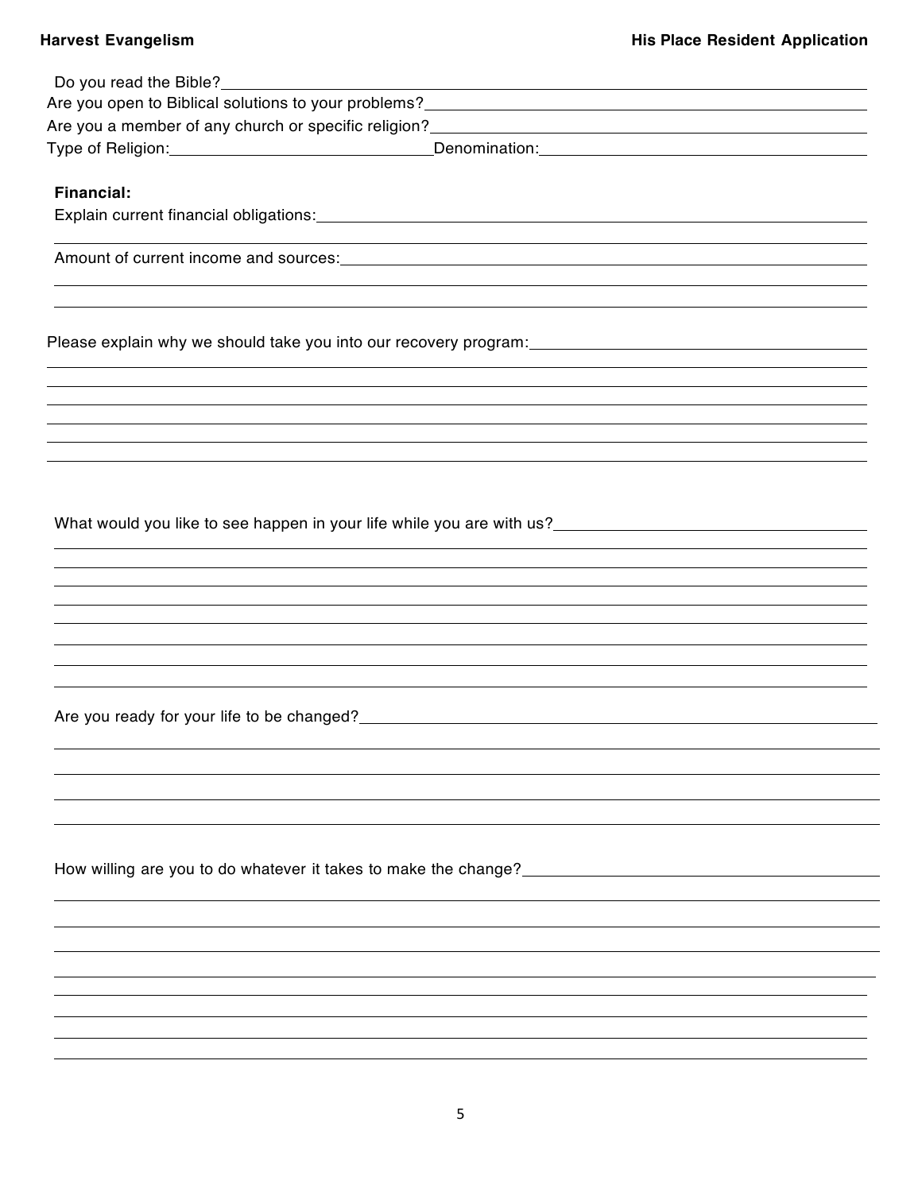Do you read the Bible? \_\_\_\_\_\_\_\_\_\_\_\_\_\_\_\_\_\_\_\_

Are you open to Biblical solutions to your problems? \_\_\_\_\_\_\_\_\_\_\_\_\_\_\_\_\_\_\_\_

Are you a member of any church or specific religion? \_\_\_\_\_\_\_\_\_\_\_\_\_\_\_\_\_\_\_\_

Type of Religion: \_\_\_\_\_\_\_\_\_\_\_\_\_\_\_\_\_\_\_\_ Denomination: \_\_\_\_\_\_\_\_\_\_\_\_\_\_\_\_\_\_\_\_

**Financial:**

Explain current financial obligations: \_\_\_\_\_\_\_\_\_\_\_\_\_\_\_\_\_\_\_\_

Amount of current income and sources: \_\_\_\_\_\_\_\_\_\_\_\_\_\_\_\_\_\_\_\_

Please explain why we should take you into our recovery program: \_\_\_\_\_\_\_\_\_\_\_\_\_\_\_\_\_\_\_\_

What would you like to see happen in your life while you are with us? \_\_\_\_\_\_\_\_\_\_\_\_\_\_\_\_\_\_\_\_

Are you ready for your life to be changed? \_\_\_\_\_\_\_\_\_\_\_\_\_\_\_\_\_\_\_\_

How willing are you to do whatever it takes to make the change? \_\_\_\_\_\_\_\_\_\_\_\_\_\_\_\_\_\_\_\_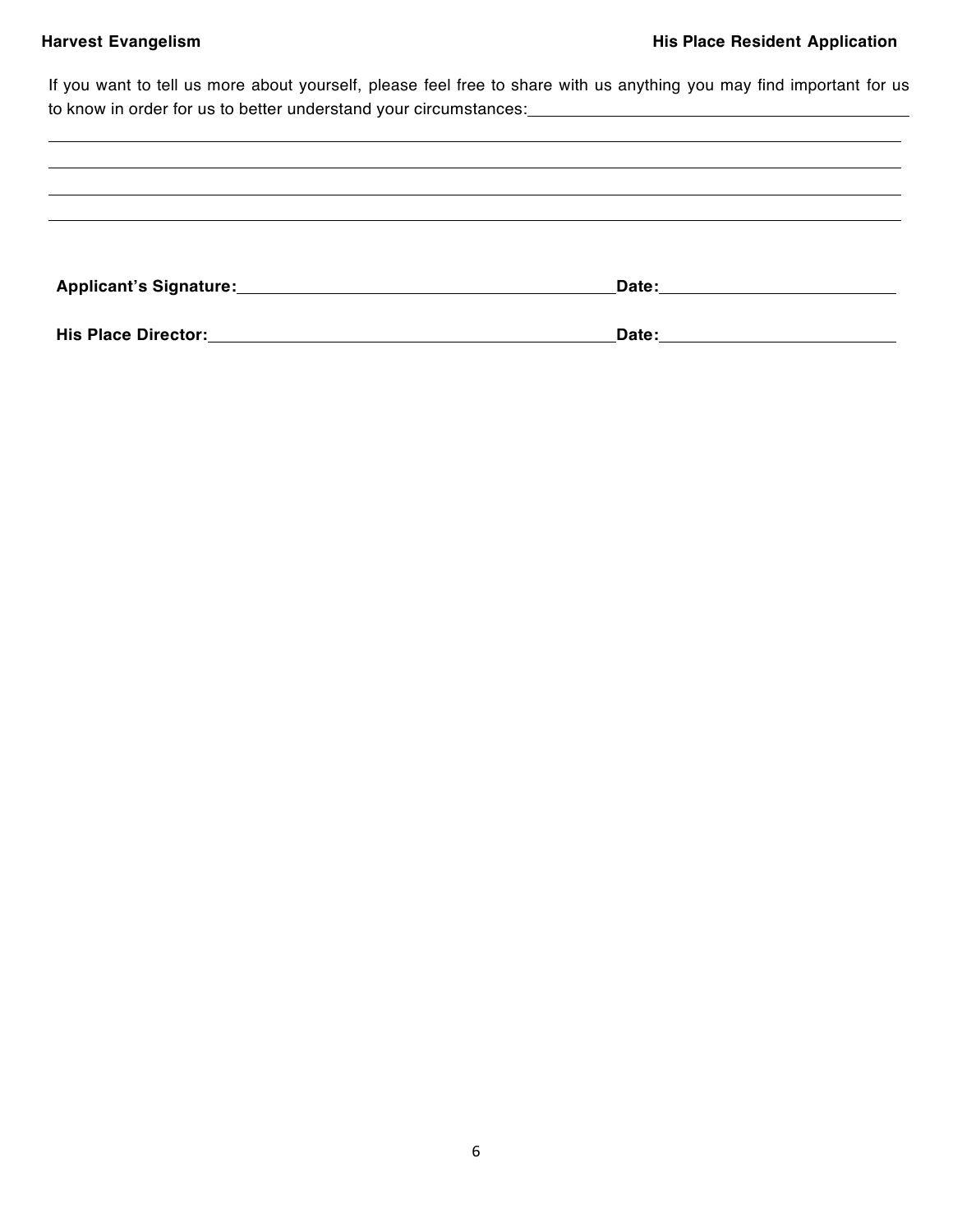If you want to tell us more about yourself, please feel free to share with us anything you may find important for us to know in order for us to better understand your circumstances:____________________________________________

_______________________________________________________________________________________________

_______________________________________________________________________________________________

_______________________________________________________________________________________________

_______________________________________________________________________________________________

**Applicant's Signature:**________________________________________**Date:**_________________________

**His Place Director:**____________________________________________**Date:**_________________________